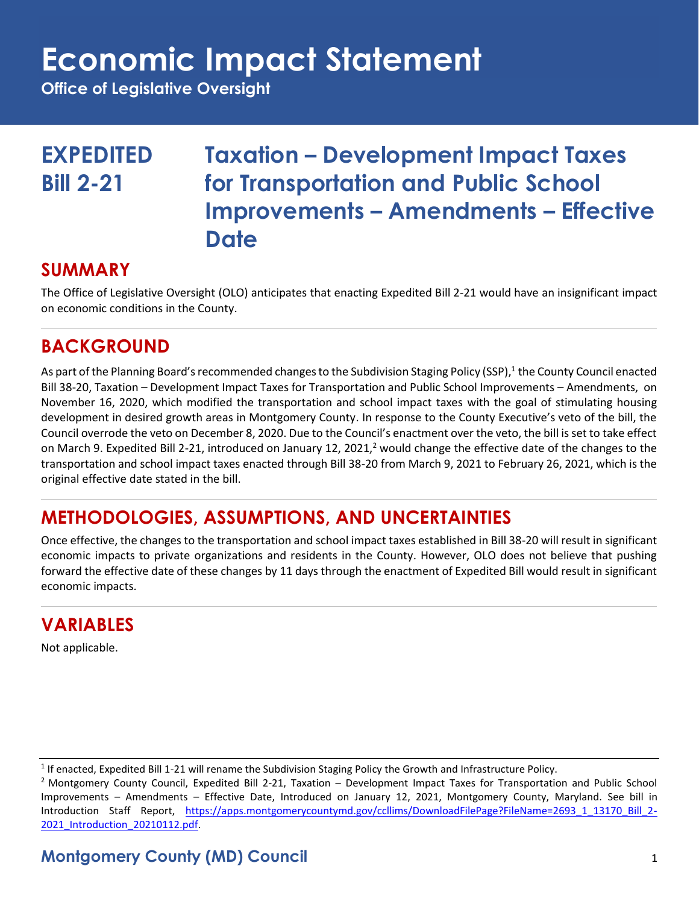# Economic Impact Statement

**Office of Legislative Oversight**

## EXPEDITED Bill 2-21 — Taxation – Development Impact Taxes for Transportation and Public School Improvements – Amendments – Effective Date

## SUMMARY

The Office of Legislative Oversight (OLO) anticipates that enacting Expedited Bill 2-21 would have an insignificant impact on economic conditions in the County.

## BACKGROUND

As part of the Planning Board's recommended changes to the Subdivision Staging Policy (SSP),[1] the County Council enacted Bill 38-20, Taxation – Development Impact Taxes for Transportation and Public School Improvements – Amendments, on November 16, 2020, which modified the transportation and school impact taxes with the goal of stimulating housing development in desired growth areas in Montgomery County. In response to the County Executive's veto of the bill, the Council overrode the veto on December 8, 2020. Due to the Council's enactment over the veto, the bill is set to take effect on March 9. Expedited Bill 2-21, introduced on January 12, 2021,[2] would change the effective date of the changes to the transportation and school impact taxes enacted through Bill 38-20 from March 9, 2021 to February 26, 2021, which is the original effective date stated in the bill.

## METHODOLOGIES, ASSUMPTIONS, AND UNCERTAINTIES

Once effective, the changes to the transportation and school impact taxes established in Bill 38-20 will result in significant economic impacts to private organizations and residents in the County. However, OLO does not believe that pushing forward the effective date of these changes by 11 days through the enactment of Expedited Bill would result in significant economic impacts.

## VARIABLES

Not applicable.

---

[1] If enacted, Expedited Bill 1-21 will rename the Subdivision Staging Policy the Growth and Infrastructure Policy.

[2] Montgomery County Council, Expedited Bill 2-21, Taxation – Development Impact Taxes for Transportation and Public School Improvements – Amendments – Effective Date, Introduced on January 12, 2021, Montgomery County, Maryland. See bill in Introduction Staff Report, https://apps.montgomerycountymd.gov/ccllims/DownloadFilePage?FileName=2693_1_13170_Bill_2-2021_Introduction_20210112.pdf.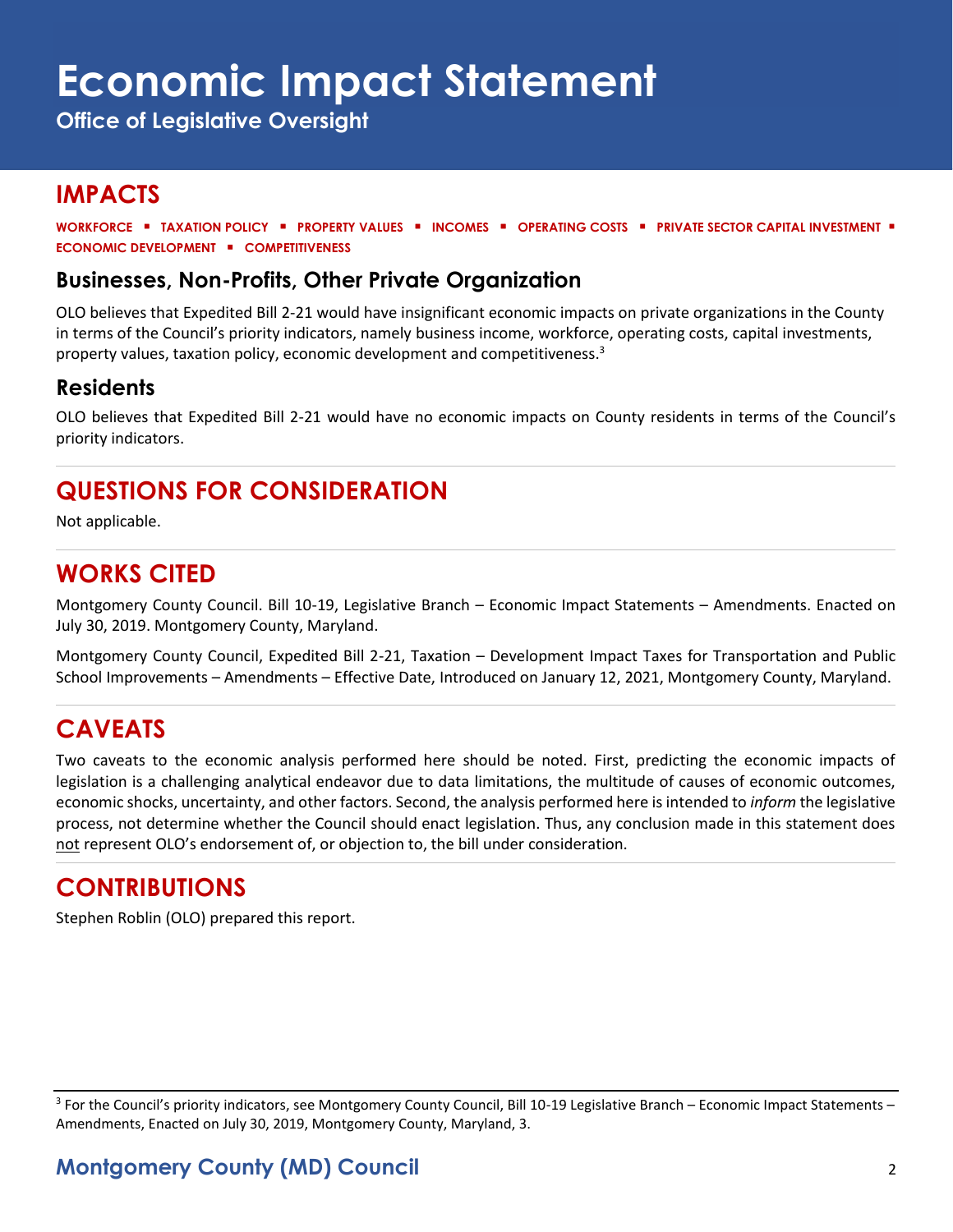# Economic Impact Statement

**Office of Legislative Oversight**

## IMPACTS

**WORKFORCE ▪ TAXATION POLICY ▪ PROPERTY VALUES ▪ INCOMES ▪ OPERATING COSTS ▪ PRIVATE SECTOR CAPITAL INVESTMENT ▪ ECONOMIC DEVELOPMENT ▪ COMPETITIVENESS**

### Businesses, Non-Profits, Other Private Organization

OLO believes that Expedited Bill 2-21 would have insignificant economic impacts on private organizations in the County in terms of the Council's priority indicators, namely business income, workforce, operating costs, capital investments, property values, taxation policy, economic development and competitiveness.[3]

### Residents

OLO believes that Expedited Bill 2-21 would have no economic impacts on County residents in terms of the Council's priority indicators.

## QUESTIONS FOR CONSIDERATION

Not applicable.

## WORKS CITED

Montgomery County Council. Bill 10-19, Legislative Branch – Economic Impact Statements – Amendments. Enacted on July 30, 2019. Montgomery County, Maryland.

Montgomery County Council, Expedited Bill 2-21, Taxation – Development Impact Taxes for Transportation and Public School Improvements – Amendments – Effective Date, Introduced on January 12, 2021, Montgomery County, Maryland.

## CAVEATS

Two caveats to the economic analysis performed here should be noted. First, predicting the economic impacts of legislation is a challenging analytical endeavor due to data limitations, the multitude of causes of economic outcomes, economic shocks, uncertainty, and other factors. Second, the analysis performed here is intended to *inform* the legislative process, not determine whether the Council should enact legislation. Thus, any conclusion made in this statement does not represent OLO's endorsement of, or objection to, the bill under consideration.

## CONTRIBUTIONS

Stephen Roblin (OLO) prepared this report.

[3] For the Council's priority indicators, see Montgomery County Council, Bill 10-19 Legislative Branch – Economic Impact Statements – Amendments, Enacted on July 30, 2019, Montgomery County, Maryland, 3.